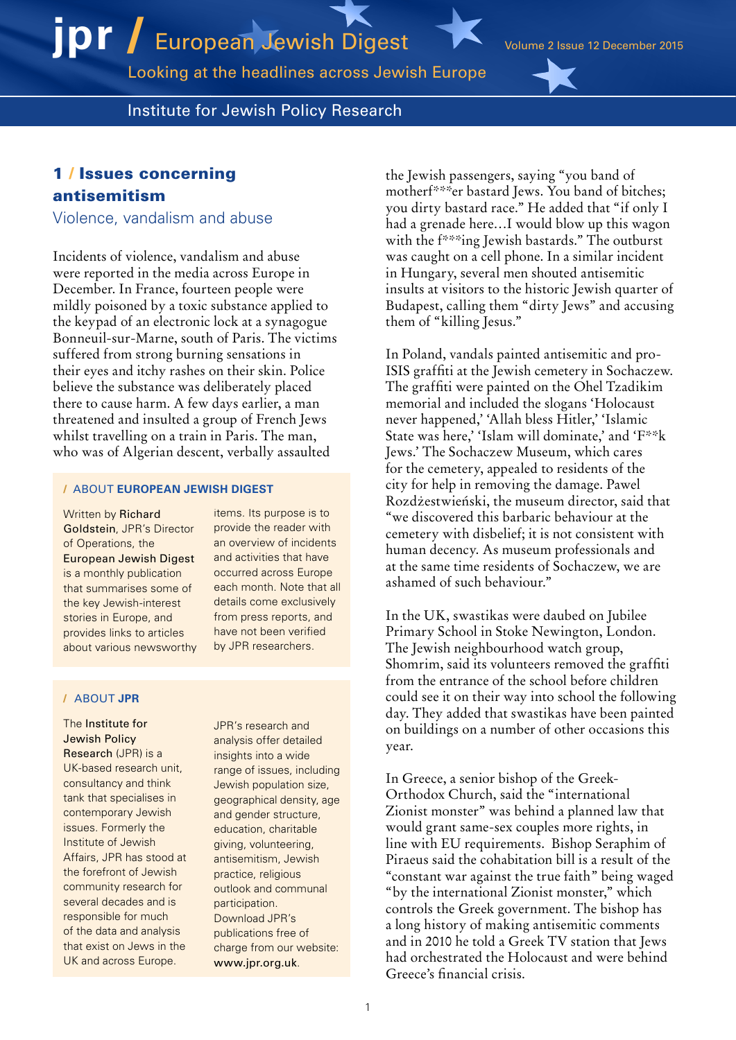# jpr / European Jewish Digest

Looking at the headlines across Jewish Europe

Volume 2 Issue 12 December 2015

Institute for Jewish Policy Research

## 1 / Issues concerning antisemitism

### Violence, vandalism and abuse

Incidents of violence, vandalism and abuse were reported in the media across Europe in December. In France, fourteen people were mildly poisoned by a toxic substance applied to the keypad of an electronic lock at a synagogue Bonneuil-sur-Marne, south of Paris. The victims suffered from strong burning sensations in their eyes and itchy rashes on their skin. Police believe the substance was deliberately placed there to cause harm. A few days earlier, a man threatened and insulted a group of French Jews whilst travelling on a train in Paris. The man, who was of Algerian descent, verbally assaulted the Jewish passengers, saying "you band of motherf***er bastard Jews. You band of bitches; you dirty bastard race." He added that "if only I had a grenade here…I would blow up this wagon with the f***ing Jewish bastards." The outburst was caught on a cell phone. In a similar incident in Hungary, several men shouted antisemitic insults at visitors to the historic Jewish quarter of Budapest, calling them "dirty Jews" and accusing them of "killing Jesus."

In Poland, vandals painted antisemitic and pro-ISIS graffiti at the Jewish cemetery in Sochaczew. The graffiti were painted on the Ohel Tzadikim memorial and included the slogans 'Holocaust never happened,' 'Allah bless Hitler,' 'Islamic State was here,' 'Islam will dominate,' and 'F**k Jews.' The Sochaczew Museum, which cares for the cemetery, appealed to residents of the city for help in removing the damage. Pawel Rozdżestwieński, the museum director, said that "we discovered this barbaric behaviour at the cemetery with disbelief; it is not consistent with human decency. As museum professionals and at the same time residents of Sochaczew, we are ashamed of such behaviour."

In the UK, swastikas were daubed on Jubilee Primary School in Stoke Newington, London. The Jewish neighbourhood watch group, Shomrim, said its volunteers removed the graffiti from the entrance of the school before children could see it on their way into school the following day. They added that swastikas have been painted on buildings on a number of other occasions this year.

In Greece, a senior bishop of the Greek-Orthodox Church, said the "international Zionist monster" was behind a planned law that would grant same-sex couples more rights, in line with EU requirements. Bishop Seraphim of Piraeus said the cohabitation bill is a result of the "constant war against the true faith" being waged "by the international Zionist monster," which controls the Greek government. The bishop has a long history of making antisemitic comments and in 2010 he told a Greek TV station that Jews had orchestrated the Holocaust and were behind Greece's financial crisis.

### / ABOUT EUROPEAN JEWISH DIGEST

Written by **Richard Goldstein**, JPR's Director of Operations, the **European Jewish Digest** is a monthly publication that summarises some of the key Jewish-interest stories in Europe, and provides links to articles about various newsworthy items. Its purpose is to provide the reader with an overview of incidents and activities that have occurred across Europe each month. Note that all details come exclusively from press reports, and have not been verified by JPR researchers.

### / ABOUT JPR

The **Institute for Jewish Policy Research** (JPR) is a UK-based research unit, consultancy and think tank that specialises in contemporary Jewish issues. Formerly the Institute of Jewish Affairs, JPR has stood at the forefront of Jewish community research for several decades and is responsible for much of the data and analysis that exist on Jews in the UK and across Europe.

JPR's research and analysis offer detailed insights into a wide range of issues, including Jewish population size, geographical density, age and gender structure, education, charitable giving, volunteering, antisemitism, Jewish practice, religious outlook and communal participation. Download JPR's publications free of charge from our website: **www.jpr.org.uk**.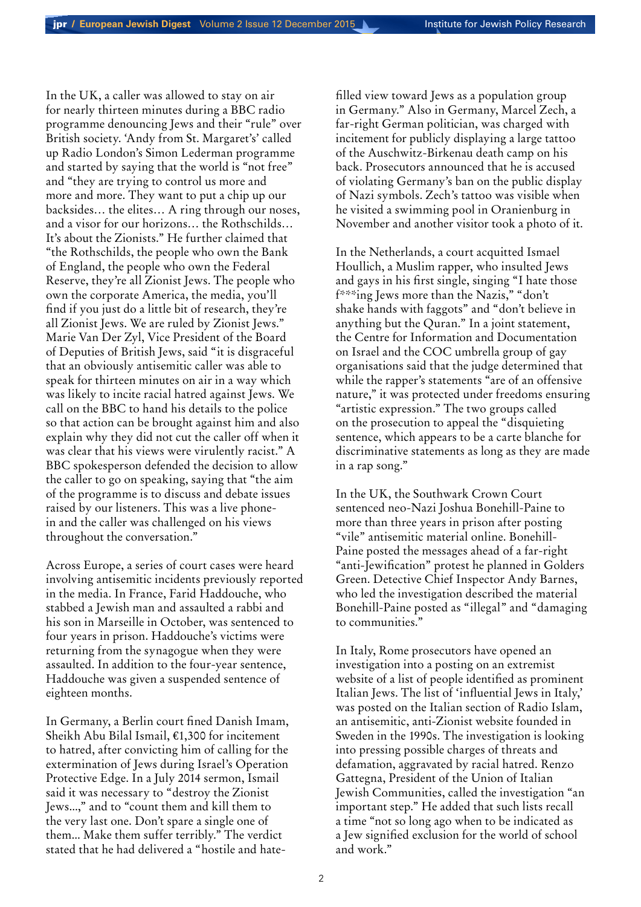In the UK, a caller was allowed to stay on air for nearly thirteen minutes during a BBC radio programme denouncing Jews and their "rule" over British society. 'Andy from St. Margaret's' called up Radio London's Simon Lederman programme and started by saying that the world is "not free" and "they are trying to control us more and more and more. They want to put a chip up our backsides… the elites… A ring through our noses, and a visor for our horizons… the Rothschilds… It's about the Zionists." He further claimed that "the Rothschilds, the people who own the Bank of England, the people who own the Federal Reserve, they're all Zionist Jews. The people who own the corporate America, the media, you'll find if you just do a little bit of research, they're all Zionist Jews. We are ruled by Zionist Jews." Marie Van Der Zyl, Vice President of the Board of Deputies of British Jews, said "it is disgraceful that an obviously antisemitic caller was able to speak for thirteen minutes on air in a way which was likely to incite racial hatred against Jews. We call on the BBC to hand his details to the police so that action can be brought against him and also explain why they did not cut the caller off when it was clear that his views were virulently racist." A BBC spokesperson defended the decision to allow the caller to go on speaking, saying that "the aim of the programme is to discuss and debate issues raised by our listeners. This was a live phone-in and the caller was challenged on his views throughout the conversation."

Across Europe, a series of court cases were heard involving antisemitic incidents previously reported in the media. In France, Farid Haddouche, who stabbed a Jewish man and assaulted a rabbi and his son in Marseille in October, was sentenced to four years in prison. Haddouche's victims were returning from the synagogue when they were assaulted. In addition to the four-year sentence, Haddouche was given a suspended sentence of eighteen months.

In Germany, a Berlin court fined Danish Imam, Sheikh Abu Bilal Ismail, €1,300 for incitement to hatred, after convicting him of calling for the extermination of Jews during Israel's Operation Protective Edge. In a July 2014 sermon, Ismail said it was necessary to "destroy the Zionist Jews…," and to "count them and kill them to the very last one. Don't spare a single one of them… Make them suffer terribly." The verdict stated that he had delivered a "hostile and hate-filled view toward Jews as a population group in Germany." Also in Germany, Marcel Zech, a far-right German politician, was charged with incitement for publicly displaying a large tattoo of the Auschwitz-Birkenau death camp on his back. Prosecutors announced that he is accused of violating Germany's ban on the public display of Nazi symbols. Zech's tattoo was visible when he visited a swimming pool in Oranienburg in November and another visitor took a photo of it.

In the Netherlands, a court acquitted Ismael Houllich, a Muslim rapper, who insulted Jews and gays in his first single, singing "I hate those f***ing Jews more than the Nazis," "don't shake hands with faggots" and "don't believe in anything but the Quran." In a joint statement, the Centre for Information and Documentation on Israel and the COC umbrella group of gay organisations said that the judge determined that while the rapper's statements "are of an offensive nature," it was protected under freedoms ensuring "artistic expression." The two groups called on the prosecution to appeal the "disquieting sentence, which appears to be a carte blanche for discriminative statements as long as they are made in a rap song."

In the UK, the Southwark Crown Court sentenced neo-Nazi Joshua Bonehill-Paine to more than three years in prison after posting "vile" antisemitic material online. Bonehill-Paine posted the messages ahead of a far-right "anti-Jewification" protest he planned in Golders Green. Detective Chief Inspector Andy Barnes, who led the investigation described the material Bonehill-Paine posted as "illegal" and "damaging to communities."

In Italy, Rome prosecutors have opened an investigation into a posting on an extremist website of a list of people identified as prominent Italian Jews. The list of 'influential Jews in Italy,' was posted on the Italian section of Radio Islam, an antisemitic, anti-Zionist website founded in Sweden in the 1990s. The investigation is looking into pressing possible charges of threats and defamation, aggravated by racial hatred. Renzo Gattegna, President of the Union of Italian Jewish Communities, called the investigation "an important step." He added that such lists recall a time "not so long ago when to be indicated as a Jew signified exclusion for the world of school and work."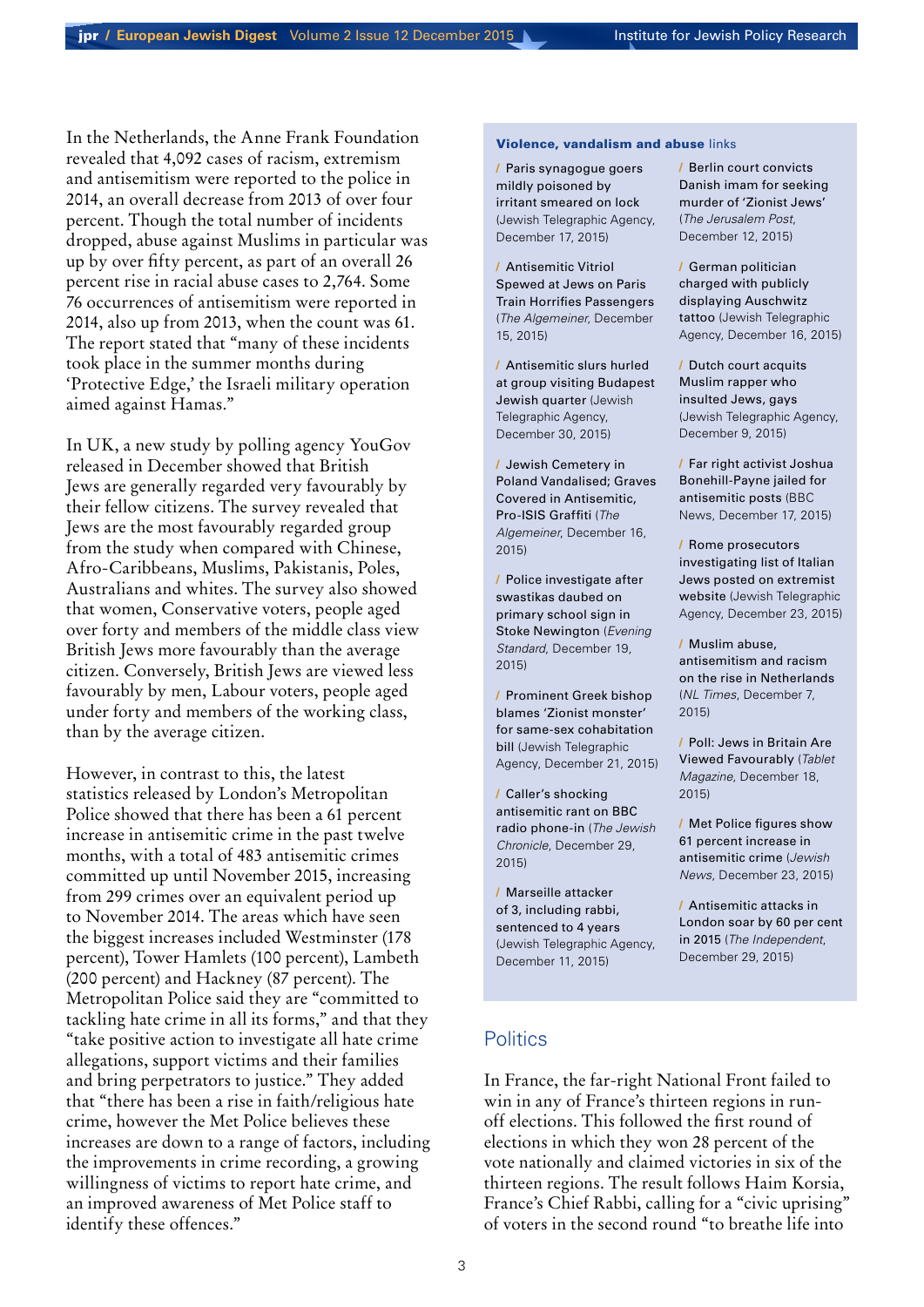In the Netherlands, the Anne Frank Foundation revealed that 4,092 cases of racism, extremism and antisemitism were reported to the police in 2014, an overall decrease from 2013 of over four percent. Though the total number of incidents dropped, abuse against Muslims in particular was up by over fifty percent, as part of an overall 26 percent rise in racial abuse cases to 2,764. Some 76 occurrences of antisemitism were reported in 2014, also up from 2013, when the count was 61. The report stated that "many of these incidents took place in the summer months during 'Protective Edge,' the Israeli military operation aimed against Hamas."

In UK, a new study by polling agency YouGov released in December showed that British Jews are generally regarded very favourably by their fellow citizens. The survey revealed that Jews are the most favourably regarded group from the study when compared with Chinese, Afro-Caribbeans, Muslims, Pakistanis, Poles, Australians and whites. The survey also showed that women, Conservative voters, people aged over forty and members of the middle class view British Jews more favourably than the average citizen. Conversely, British Jews are viewed less favourably by men, Labour voters, people aged under forty and members of the working class, than by the average citizen.

However, in contrast to this, the latest statistics released by London's Metropolitan Police showed that there has been a 61 percent increase in antisemitic crime in the past twelve months, with a total of 483 antisemitic crimes committed up until November 2015, increasing from 299 crimes over an equivalent period up to November 2014. The areas which have seen the biggest increases included Westminster (178 percent), Tower Hamlets (100 percent), Lambeth (200 percent) and Hackney (87 percent). The Metropolitan Police said they are "committed to tackling hate crime in all its forms," and that they "take positive action to investigate all hate crime allegations, support victims and their families and bring perpetrators to justice." They added that "there has been a rise in faith/religious hate crime, however the Met Police believes these increases are down to a range of factors, including the improvements in crime recording, a growing willingness of victims to report hate crime, and an improved awareness of Met Police staff to identify these offences."

**Violence, vandalism and abuse** links

/ Paris synagogue goers mildly poisoned by irritant smeared on lock (Jewish Telegraphic Agency, December 17, 2015)

/ Antisemitic Vitriol Spewed at Jews on Paris Train Horrifies Passengers (*The Algemeiner*, December 15, 2015)

/ Antisemitic slurs hurled at group visiting Budapest Jewish quarter (Jewish Telegraphic Agency, December 30, 2015)

/ Jewish Cemetery in Poland Vandalised; Graves Covered in Antisemitic, Pro-ISIS Graffiti (*The Algemeiner*, December 16, 2015)

/ Police investigate after swastikas daubed on primary school sign in Stoke Newington (*Evening Standard*, December 19, 2015)

/ Prominent Greek bishop blames 'Zionist monster' for same-sex cohabitation bill (Jewish Telegraphic Agency, December 21, 2015)

/ Caller's shocking antisemitic rant on BBC radio phone-in (*The Jewish Chronicle*, December 29, 2015)

/ Marseille attacker of 3, including rabbi, sentenced to 4 years (Jewish Telegraphic Agency, December 11, 2015)

/ Berlin court convicts Danish imam for seeking murder of 'Zionist Jews' (*The Jerusalem Post*, December 12, 2015)

/ German politician charged with publicly displaying Auschwitz tattoo (Jewish Telegraphic Agency, December 16, 2015)

/ Dutch court acquits Muslim rapper who insulted Jews, gays (Jewish Telegraphic Agency, December 9, 2015)

/ Far right activist Joshua Bonehill-Payne jailed for antisemitic posts (BBC News, December 17, 2015)

/ Rome prosecutors investigating list of Italian Jews posted on extremist website (Jewish Telegraphic Agency, December 23, 2015)

/ Muslim abuse, antisemitism and racism on the rise in Netherlands (*NL Times*, December 7, 2015)

/ Poll: Jews in Britain Are Viewed Favourably (*Tablet Magazine*, December 18, 2015)

/ Met Police figures show 61 percent increase in antisemitic crime (*Jewish News*, December 23, 2015)

/ Antisemitic attacks in London soar by 60 per cent in 2015 (*The Independent*, December 29, 2015)

## Politics

In France, the far-right National Front failed to win in any of France's thirteen regions in run-off elections. This followed the first round of elections in which they won 28 percent of the vote nationally and claimed victories in six of the thirteen regions. The result follows Haim Korsia, France's Chief Rabbi, calling for a "civic uprising" of voters in the second round "to breathe life into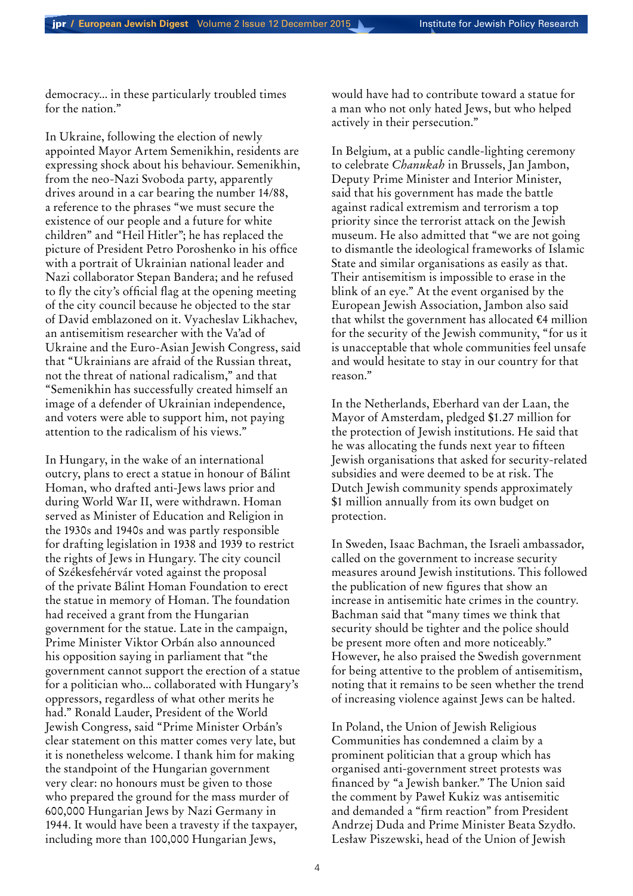democracy… in these particularly troubled times for the nation."

In Ukraine, following the election of newly appointed Mayor Artem Semenikhin, residents are expressing shock about his behaviour. Semenikhin, from the neo-Nazi Svoboda party, apparently drives around in a car bearing the number 14/88, a reference to the phrases "we must secure the existence of our people and a future for white children" and "Heil Hitler"; he has replaced the picture of President Petro Poroshenko in his office with a portrait of Ukrainian national leader and Nazi collaborator Stepan Bandera; and he refused to fly the city's official flag at the opening meeting of the city council because he objected to the star of David emblazoned on it. Vyacheslav Likhachev, an antisemitism researcher with the Va'ad of Ukraine and the Euro-Asian Jewish Congress, said that "Ukrainians are afraid of the Russian threat, not the threat of national radicalism," and that "Semenikhin has successfully created himself an image of a defender of Ukrainian independence, and voters were able to support him, not paying attention to the radicalism of his views."

In Hungary, in the wake of an international outcry, plans to erect a statue in honour of Bálint Homan, who drafted anti-Jews laws prior and during World War II, were withdrawn. Homan served as Minister of Education and Religion in the 1930s and 1940s and was partly responsible for drafting legislation in 1938 and 1939 to restrict the rights of Jews in Hungary. The city council of Székesfehérvár voted against the proposal of the private Bálint Homan Foundation to erect the statue in memory of Homan. The foundation had received a grant from the Hungarian government for the statue. Late in the campaign, Prime Minister Viktor Orbán also announced his opposition saying in parliament that "the government cannot support the erection of a statue for a politician who… collaborated with Hungary's oppressors, regardless of what other merits he had." Ronald Lauder, President of the World Jewish Congress, said "Prime Minister Orbán's clear statement on this matter comes very late, but it is nonetheless welcome. I thank him for making the standpoint of the Hungarian government very clear: no honours must be given to those who prepared the ground for the mass murder of 600,000 Hungarian Jews by Nazi Germany in 1944. It would have been a travesty if the taxpayer, including more than 100,000 Hungarian Jews, would have had to contribute toward a statue for a man who not only hated Jews, but who helped actively in their persecution."

In Belgium, at a public candle-lighting ceremony to celebrate *Chanukah* in Brussels, Jan Jambon, Deputy Prime Minister and Interior Minister, said that his government has made the battle against radical extremism and terrorism a top priority since the terrorist attack on the Jewish museum. He also admitted that "we are not going to dismantle the ideological frameworks of Islamic State and similar organisations as easily as that. Their antisemitism is impossible to erase in the blink of an eye." At the event organised by the European Jewish Association, Jambon also said that whilst the government has allocated €4 million for the security of the Jewish community, "for us it is unacceptable that whole communities feel unsafe and would hesitate to stay in our country for that reason."

In the Netherlands, Eberhard van der Laan, the Mayor of Amsterdam, pledged $1.27 million for the protection of Jewish institutions. He said that he was allocating the funds next year to fifteen Jewish organisations that asked for security-related subsidies and were deemed to be at risk. The Dutch Jewish community spends approximately $1 million annually from its own budget on protection.

In Sweden, Isaac Bachman, the Israeli ambassador, called on the government to increase security measures around Jewish institutions. This followed the publication of new figures that show an increase in antisemitic hate crimes in the country. Bachman said that "many times we think that security should be tighter and the police should be present more often and more noticeably." However, he also praised the Swedish government for being attentive to the problem of antisemitism, noting that it remains to be seen whether the trend of increasing violence against Jews can be halted.

In Poland, the Union of Jewish Religious Communities has condemned a claim by a prominent politician that a group which has organised anti-government street protests was financed by "a Jewish banker." The Union said the comment by Paweł Kukiz was antisemitic and demanded a "firm reaction" from President Andrzej Duda and Prime Minister Beata Szydło. Lesław Piszewski, head of the Union of Jewish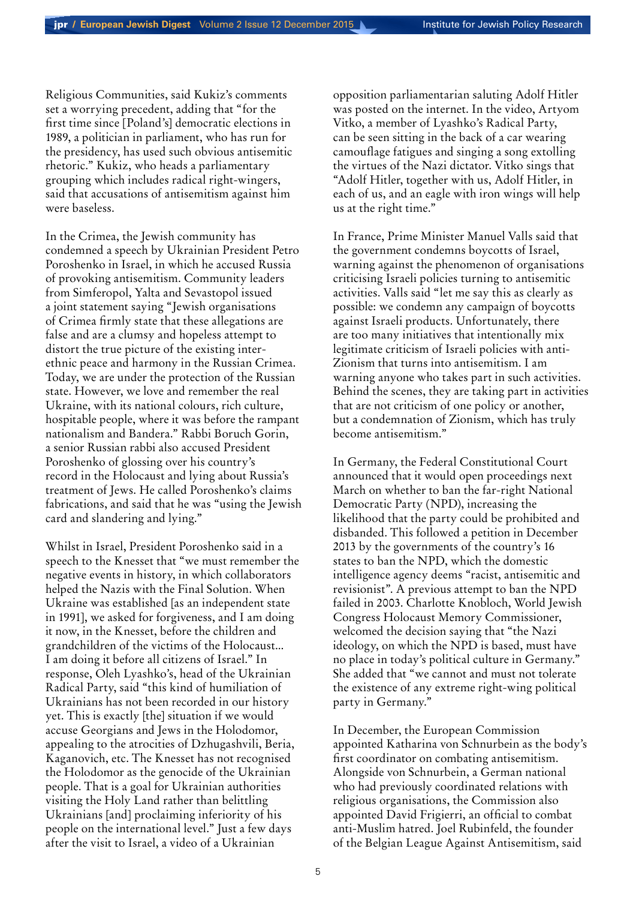Religious Communities, said Kukiz's comments set a worrying precedent, adding that "for the first time since [Poland's] democratic elections in 1989, a politician in parliament, who has run for the presidency, has used such obvious antisemitic rhetoric." Kukiz, who heads a parliamentary grouping which includes radical right-wingers, said that accusations of antisemitism against him were baseless.

In the Crimea, the Jewish community has condemned a speech by Ukrainian President Petro Poroshenko in Israel, in which he accused Russia of provoking antisemitism. Community leaders from Simferopol, Yalta and Sevastopol issued a joint statement saying "Jewish organisations of Crimea firmly state that these allegations are false and are a clumsy and hopeless attempt to distort the true picture of the existing inter-ethnic peace and harmony in the Russian Crimea. Today, we are under the protection of the Russian state. However, we love and remember the real Ukraine, with its national colours, rich culture, hospitable people, where it was before the rampant nationalism and Bandera." Rabbi Boruch Gorin, a senior Russian rabbi also accused President Poroshenko of glossing over his country's record in the Holocaust and lying about Russia's treatment of Jews. He called Poroshenko's claims fabrications, and said that he was "using the Jewish card and slandering and lying."

Whilst in Israel, President Poroshenko said in a speech to the Knesset that "we must remember the negative events in history, in which collaborators helped the Nazis with the Final Solution. When Ukraine was established [as an independent state in 1991], we asked for forgiveness, and I am doing it now, in the Knesset, before the children and grandchildren of the victims of the Holocaust... I am doing it before all citizens of Israel." In response, Oleh Lyashko's, head of the Ukrainian Radical Party, said "this kind of humiliation of Ukrainians has not been recorded in our history yet. This is exactly [the] situation if we would accuse Georgians and Jews in the Holodomor, appealing to the atrocities of Dzhugashvili, Beria, Kaganovich, etc. The Knesset has not recognised the Holodomor as the genocide of the Ukrainian people. That is a goal for Ukrainian authorities visiting the Holy Land rather than belittling Ukrainians [and] proclaiming inferiority of his people on the international level." Just a few days after the visit to Israel, a video of a Ukrainian opposition parliamentarian saluting Adolf Hitler was posted on the internet. In the video, Artyom Vitko, a member of Lyashko's Radical Party, can be seen sitting in the back of a car wearing camouflage fatigues and singing a song extolling the virtues of the Nazi dictator. Vitko sings that "Adolf Hitler, together with us, Adolf Hitler, in each of us, and an eagle with iron wings will help us at the right time."

In France, Prime Minister Manuel Valls said that the government condemns boycotts of Israel, warning against the phenomenon of organisations criticising Israeli policies turning to antisemitic activities. Valls said "let me say this as clearly as possible: we condemn any campaign of boycotts against Israeli products. Unfortunately, there are too many initiatives that intentionally mix legitimate criticism of Israeli policies with anti-Zionism that turns into antisemitism. I am warning anyone who takes part in such activities. Behind the scenes, they are taking part in activities that are not criticism of one policy or another, but a condemnation of Zionism, which has truly become antisemitism."

In Germany, the Federal Constitutional Court announced that it would open proceedings next March on whether to ban the far-right National Democratic Party (NPD), increasing the likelihood that the party could be prohibited and disbanded. This followed a petition in December 2013 by the governments of the country's 16 states to ban the NPD, which the domestic intelligence agency deems "racist, antisemitic and revisionist". A previous attempt to ban the NPD failed in 2003. Charlotte Knobloch, World Jewish Congress Holocaust Memory Commissioner, welcomed the decision saying that "the Nazi ideology, on which the NPD is based, must have no place in today's political culture in Germany." She added that "we cannot and must not tolerate the existence of any extreme right-wing political party in Germany."

In December, the European Commission appointed Katharina von Schnurbein as the body's first coordinator on combating antisemitism. Alongside von Schnurbein, a German national who had previously coordinated relations with religious organisations, the Commission also appointed David Frigierri, an official to combat anti-Muslim hatred. Joel Rubinfeld, the founder of the Belgian League Against Antisemitism, said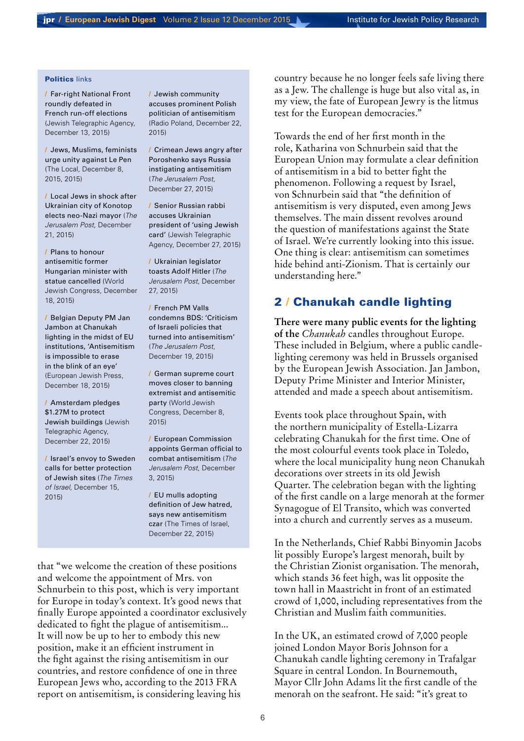**Politics** links

/ Far-right National Front roundly defeated in French run-off elections (Jewish Telegraphic Agency, December 13, 2015)

/ Jews, Muslims, feminists urge unity against Le Pen (The Local, December 8, 2015, 2015)

/ Local Jews in shock after Ukrainian city of Konotop elects neo-Nazi mayor (*The Jerusalem Post*, December 21, 2015)

/ Plans to honour antisemitic former Hungarian minister with statue cancelled (World Jewish Congress, December 18, 2015)

/ Belgian Deputy PM Jan Jambon at Chanukah lighting in the midst of EU institutions, 'Antisemitism is impossible to erase in the blink of an eye' (European Jewish Press, December 18, 2015)

/ Amsterdam pledges $1.27M to protect Jewish buildings (Jewish Telegraphic Agency, December 22, 2015)

/ Israel's envoy to Sweden calls for better protection of Jewish sites (*The Times of Israel*, December 15, 2015)

/ Jewish community accuses prominent Polish politician of antisemitism (Radio Poland, December 22, 2015)

/ Crimean Jews angry after Poroshenko says Russia instigating antisemitism (*The Jerusalem Post*, December 27, 2015)

/ Senior Russian rabbi accuses Ukrainian president of 'using Jewish card' (Jewish Telegraphic Agency, December 27, 2015)

/ Ukrainian legislator toasts Adolf Hitler (*The Jerusalem Post*, December 27, 2015)

/ French PM Valls condemns BDS: 'Criticism of Israeli policies that turned into antisemitism' (*The Jerusalem Post*, December 19, 2015)

/ German supreme court moves closer to banning extremist and antisemitic party (World Jewish Congress, December 8, 2015)

/ European Commission appoints German official to combat antisemitism (*The Jerusalem Post*, December 3, 2015)

/ EU mulls adopting definition of Jew hatred, says new antisemitism czar (The Times of Israel, December 22, 2015)

that "we welcome the creation of these positions and welcome the appointment of Mrs. von Schnurbein to this post, which is very important for Europe in today's context. It's good news that finally Europe appointed a coordinator exclusively dedicated to fight the plague of antisemitism… It will now be up to her to embody this new position, make it an efficient instrument in the fight against the rising antisemitism in our countries, and restore confidence of one in three European Jews who, according to the 2013 FRA report on antisemitism, is considering leaving his country because he no longer feels safe living there as a Jew. The challenge is huge but also vital as, in my view, the fate of European Jewry is the litmus test for the European democracies."

Towards the end of her first month in the role, Katharina von Schnurbein said that the European Union may formulate a clear definition of antisemitism in a bid to better fight the phenomenon. Following a request by Israel, von Schnurbein said that "the definition of antisemitism is very disputed, even among Jews themselves. The main dissent revolves around the question of manifestations against the State of Israel. We're currently looking into this issue. One thing is clear: antisemitism can sometimes hide behind anti-Zionism. That is certainly our understanding here."

## 2 / Chanukah candle lighting

**There were many public events for the lighting of the *Chanukah* candles throughout Europe.** These included in Belgium, where a public candle-lighting ceremony was held in Brussels organised by the European Jewish Association. Jan Jambon, Deputy Prime Minister and Interior Minister, attended and made a speech about antisemitism.

Events took place throughout Spain, with the northern municipality of Estella-Lizarra celebrating Chanukah for the first time. One of the most colourful events took place in Toledo, where the local municipality hung neon Chanukah decorations over streets in its old Jewish Quarter. The celebration began with the lighting of the first candle on a large menorah at the former Synagogue of El Transito, which was converted into a church and currently serves as a museum.

In the Netherlands, Chief Rabbi Binyomin Jacobs lit possibly Europe's largest menorah, built by the Christian Zionist organisation. The menorah, which stands 36 feet high, was lit opposite the town hall in Maastricht in front of an estimated crowd of 1,000, including representatives from the Christian and Muslim faith communities.

In the UK, an estimated crowd of 7,000 people joined London Mayor Boris Johnson for a Chanukah candle lighting ceremony in Trafalgar Square in central London. In Bournemouth, Mayor Cllr John Adams lit the first candle of the menorah on the seafront. He said: "it's great to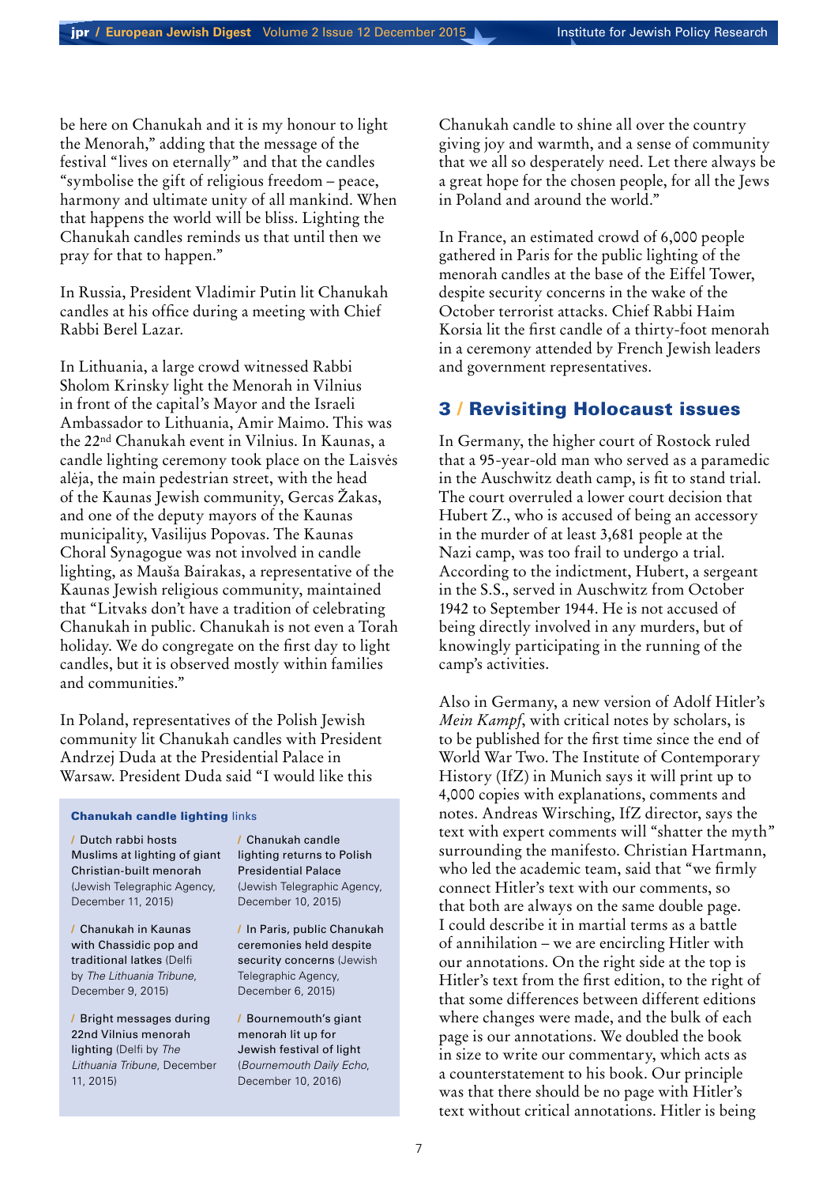be here on Chanukah and it is my honour to light the Menorah," adding that the message of the festival "lives on eternally" and that the candles "symbolise the gift of religious freedom – peace, harmony and ultimate unity of all mankind. When that happens the world will be bliss. Lighting the Chanukah candles reminds us that until then we pray for that to happen."

In Russia, President Vladimir Putin lit Chanukah candles at his office during a meeting with Chief Rabbi Berel Lazar.

In Lithuania, a large crowd witnessed Rabbi Sholom Krinsky light the Menorah in Vilnius in front of the capital's Mayor and the Israeli Ambassador to Lithuania, Amir Maimo. This was the 22nd Chanukah event in Vilnius. In Kaunas, a candle lighting ceremony took place on the Laisvės alėja, the main pedestrian street, with the head of the Kaunas Jewish community, Gercas Žakas, and one of the deputy mayors of the Kaunas municipality, Vasilijus Popovas. The Kaunas Choral Synagogue was not involved in candle lighting, as Mauša Bairakas, a representative of the Kaunas Jewish religious community, maintained that "Litvaks don't have a tradition of celebrating Chanukah in public. Chanukah is not even a Torah holiday. We do congregate on the first day to light candles, but it is observed mostly within families and communities."

In Poland, representatives of the Polish Jewish community lit Chanukah candles with President Andrzej Duda at the Presidential Palace in Warsaw. President Duda said "I would like this Chanukah candle to shine all over the country giving joy and warmth, and a sense of community that we all so desperately need. Let there always be a great hope for the chosen people, for all the Jews in Poland and around the world."

In France, an estimated crowd of 6,000 people gathered in Paris for the public lighting of the menorah candles at the base of the Eiffel Tower, despite security concerns in the wake of the October terrorist attacks. Chief Rabbi Haim Korsia lit the first candle of a thirty-foot menorah in a ceremony attended by French Jewish leaders and government representatives.

**Chanukah candle lighting** links

- Dutch rabbi hosts Muslims at lighting of giant Christian-built menorah (Jewish Telegraphic Agency, December 11, 2015)
- Chanukah in Kaunas with Chassidic pop and traditional latkes (Delfi by *The Lithuania Tribune*, December 9, 2015)
- Bright messages during 22nd Vilnius menorah lighting (Delfi by *The Lithuania Tribune*, December 11, 2015)
- Chanukah candle lighting returns to Polish Presidential Palace (Jewish Telegraphic Agency, December 10, 2015)
- In Paris, public Chanukah ceremonies held despite security concerns (Jewish Telegraphic Agency, December 6, 2015)
- Bournemouth's giant menorah lit up for Jewish festival of light (*Bournemouth Daily Echo*, December 10, 2016)

## 3 / Revisiting Holocaust issues

In Germany, the higher court of Rostock ruled that a 95-year-old man who served as a paramedic in the Auschwitz death camp, is fit to stand trial. The court overruled a lower court decision that Hubert Z., who is accused of being an accessory in the murder of at least 3,681 people at the Nazi camp, was too frail to undergo a trial. According to the indictment, Hubert, a sergeant in the S.S., served in Auschwitz from October 1942 to September 1944. He is not accused of being directly involved in any murders, but of knowingly participating in the running of the camp's activities.

Also in Germany, a new version of Adolf Hitler's *Mein Kampf*, with critical notes by scholars, is to be published for the first time since the end of World War Two. The Institute of Contemporary History (IfZ) in Munich says it will print up to 4,000 copies with explanations, comments and notes. Andreas Wirsching, IfZ director, says the text with expert comments will "shatter the myth" surrounding the manifesto. Christian Hartmann, who led the academic team, said that "we firmly connect Hitler's text with our comments, so that both are always on the same double page. I could describe it in martial terms as a battle of annihilation – we are encircling Hitler with our annotations. On the right side at the top is Hitler's text from the first edition, to the right of that some differences between different editions where changes were made, and the bulk of each page is our annotations. We doubled the book in size to write our commentary, which acts as a counterstatement to his book. Our principle was that there should be no page with Hitler's text without critical annotations. Hitler is being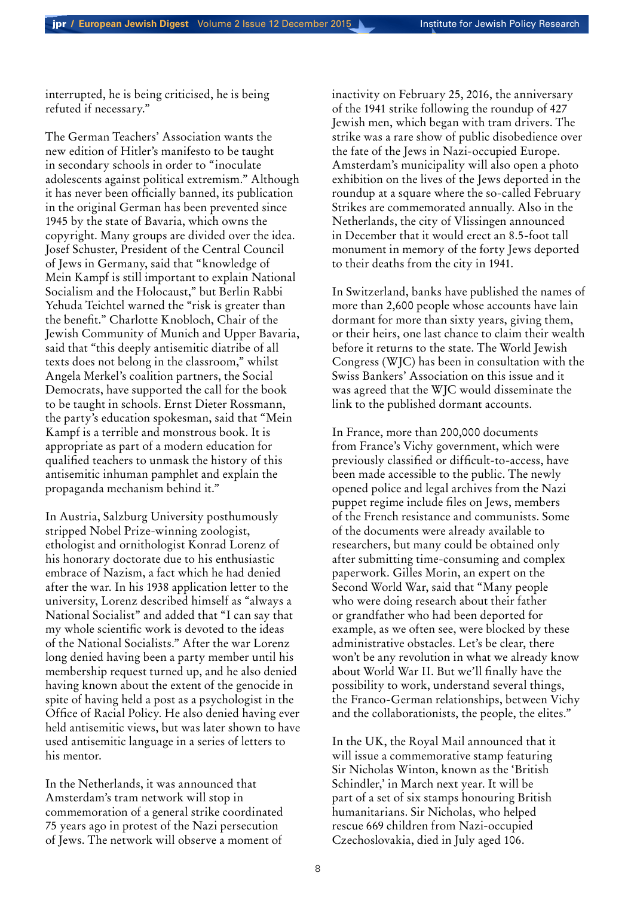interrupted, he is being criticised, he is being refuted if necessary."

The German Teachers' Association wants the new edition of Hitler's manifesto to be taught in secondary schools in order to "inoculate adolescents against political extremism." Although it has never been officially banned, its publication in the original German has been prevented since 1945 by the state of Bavaria, which owns the copyright. Many groups are divided over the idea. Josef Schuster, President of the Central Council of Jews in Germany, said that "knowledge of Mein Kampf is still important to explain National Socialism and the Holocaust," but Berlin Rabbi Yehuda Teichtel warned the "risk is greater than the benefit." Charlotte Knobloch, Chair of the Jewish Community of Munich and Upper Bavaria, said that "this deeply antisemitic diatribe of all texts does not belong in the classroom," whilst Angela Merkel's coalition partners, the Social Democrats, have supported the call for the book to be taught in schools. Ernst Dieter Rossmann, the party's education spokesman, said that "Mein Kampf is a terrible and monstrous book. It is appropriate as part of a modern education for qualified teachers to unmask the history of this antisemitic inhuman pamphlet and explain the propaganda mechanism behind it."

In Austria, Salzburg University posthumously stripped Nobel Prize-winning zoologist, ethologist and ornithologist Konrad Lorenz of his honorary doctorate due to his enthusiastic embrace of Nazism, a fact which he had denied after the war. In his 1938 application letter to the university, Lorenz described himself as "always a National Socialist" and added that "I can say that my whole scientific work is devoted to the ideas of the National Socialists." After the war Lorenz long denied having been a party member until his membership request turned up, and he also denied having known about the extent of the genocide in spite of having held a post as a psychologist in the Office of Racial Policy. He also denied having ever held antisemitic views, but was later shown to have used antisemitic language in a series of letters to his mentor.

In the Netherlands, it was announced that Amsterdam's tram network will stop in commemoration of a general strike coordinated 75 years ago in protest of the Nazi persecution of Jews. The network will observe a moment of inactivity on February 25, 2016, the anniversary of the 1941 strike following the roundup of 427 Jewish men, which began with tram drivers. The strike was a rare show of public disobedience over the fate of the Jews in Nazi-occupied Europe. Amsterdam's municipality will also open a photo exhibition on the lives of the Jews deported in the roundup at a square where the so-called February Strikes are commemorated annually. Also in the Netherlands, the city of Vlissingen announced in December that it would erect an 8.5-foot tall monument in memory of the forty Jews deported to their deaths from the city in 1941.

In Switzerland, banks have published the names of more than 2,600 people whose accounts have lain dormant for more than sixty years, giving them, or their heirs, one last chance to claim their wealth before it returns to the state. The World Jewish Congress (WJC) has been in consultation with the Swiss Bankers' Association on this issue and it was agreed that the WJC would disseminate the link to the published dormant accounts.

In France, more than 200,000 documents from France's Vichy government, which were previously classified or difficult-to-access, have been made accessible to the public. The newly opened police and legal archives from the Nazi puppet regime include files on Jews, members of the French resistance and communists. Some of the documents were already available to researchers, but many could be obtained only after submitting time-consuming and complex paperwork. Gilles Morin, an expert on the Second World War, said that "Many people who were doing research about their father or grandfather who had been deported for example, as we often see, were blocked by these administrative obstacles. Let's be clear, there won't be any revolution in what we already know about World War II. But we'll finally have the possibility to work, understand several things, the Franco-German relationships, between Vichy and the collaborationists, the people, the elites."

In the UK, the Royal Mail announced that it will issue a commemorative stamp featuring Sir Nicholas Winton, known as the 'British Schindler,' in March next year. It will be part of a set of six stamps honouring British humanitarians. Sir Nicholas, who helped rescue 669 children from Nazi-occupied Czechoslovakia, died in July aged 106.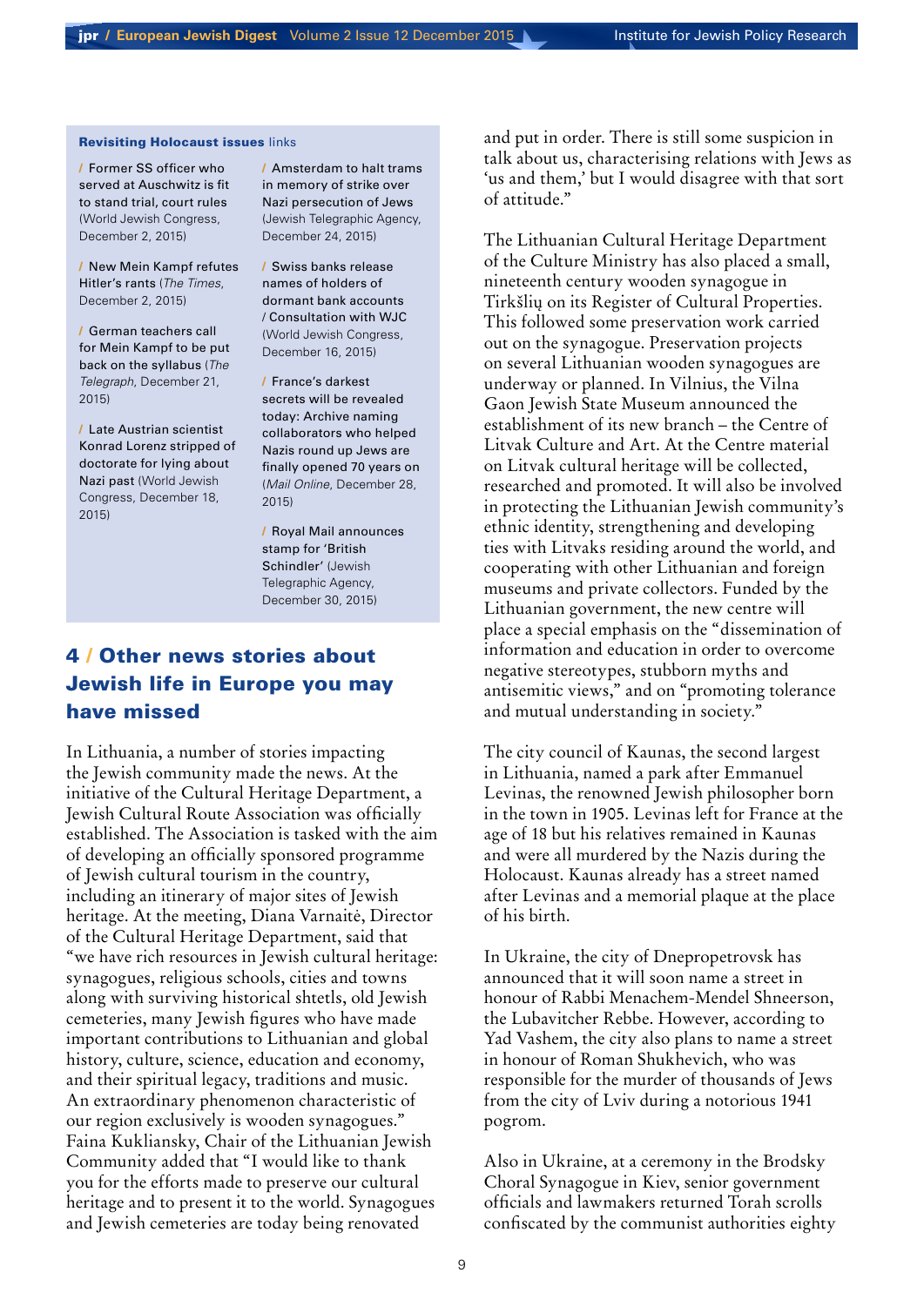**Revisiting Holocaust issues** links

- Former SS officer who served at Auschwitz is fit to stand trial, court rules (World Jewish Congress, December 2, 2015)
- New Mein Kampf refutes Hitler's rants (*The Times*, December 2, 2015)
- German teachers call for Mein Kampf to be put back on the syllabus (*The Telegraph*, December 21, 2015)
- Late Austrian scientist Konrad Lorenz stripped of doctorate for lying about Nazi past (World Jewish Congress, December 18, 2015)
- Amsterdam to halt trams in memory of strike over Nazi persecution of Jews (Jewish Telegraphic Agency, December 24, 2015)
- Swiss banks release names of holders of dormant bank accounts / Consultation with WJC (World Jewish Congress, December 16, 2015)
- France's darkest secrets will be revealed today: Archive naming collaborators who helped Nazis round up Jews are finally opened 70 years on (*Mail Online*, December 28, 2015)
- Royal Mail announces stamp for 'British Schindler' (Jewish Telegraphic Agency, December 30, 2015)

## 4 / Other news stories about Jewish life in Europe you may have missed

In Lithuania, a number of stories impacting the Jewish community made the news. At the initiative of the Cultural Heritage Department, a Jewish Cultural Route Association was officially established. The Association is tasked with the aim of developing an officially sponsored programme of Jewish cultural tourism in the country, including an itinerary of major sites of Jewish heritage. At the meeting, Diana Varnaitė, Director of the Cultural Heritage Department, said that "we have rich resources in Jewish cultural heritage: synagogues, religious schools, cities and towns along with surviving historical shtetls, old Jewish cemeteries, many Jewish figures who have made important contributions to Lithuanian and global history, culture, science, education and economy, and their spiritual legacy, traditions and music. An extraordinary phenomenon characteristic of our region exclusively is wooden synagogues." Faina Kukliansky, Chair of the Lithuanian Jewish Community added that "I would like to thank you for the efforts made to preserve our cultural heritage and to present it to the world. Synagogues and Jewish cemeteries are today being renovated and put in order. There is still some suspicion in talk about us, characterising relations with Jews as 'us and them,' but I would disagree with that sort of attitude."

The Lithuanian Cultural Heritage Department of the Culture Ministry has also placed a small, nineteenth century wooden synagogue in Tirkšlių on its Register of Cultural Properties. This followed some preservation work carried out on the synagogue. Preservation projects on several Lithuanian wooden synagogues are underway or planned. In Vilnius, the Vilna Gaon Jewish State Museum announced the establishment of its new branch – the Centre of Litvak Culture and Art. At the Centre material on Litvak cultural heritage will be collected, researched and promoted. It will also be involved in protecting the Lithuanian Jewish community's ethnic identity, strengthening and developing ties with Litvaks residing around the world, and cooperating with other Lithuanian and foreign museums and private collectors. Funded by the Lithuanian government, the new centre will place a special emphasis on the "dissemination of information and education in order to overcome negative stereotypes, stubborn myths and antisemitic views," and on "promoting tolerance and mutual understanding in society."

The city council of Kaunas, the second largest in Lithuania, named a park after Emmanuel Levinas, the renowned Jewish philosopher born in the town in 1905. Levinas left for France at the age of 18 but his relatives remained in Kaunas and were all murdered by the Nazis during the Holocaust. Kaunas already has a street named after Levinas and a memorial plaque at the place of his birth.

In Ukraine, the city of Dnepropetrovsk has announced that it will soon name a street in honour of Rabbi Menachem-Mendel Shneerson, the Lubavitcher Rebbe. However, according to Yad Vashem, the city also plans to name a street in honour of Roman Shukhevich, who was responsible for the murder of thousands of Jews from the city of Lviv during a notorious 1941 pogrom.

Also in Ukraine, at a ceremony in the Brodsky Choral Synagogue in Kiev, senior government officials and lawmakers returned Torah scrolls confiscated by the communist authorities eighty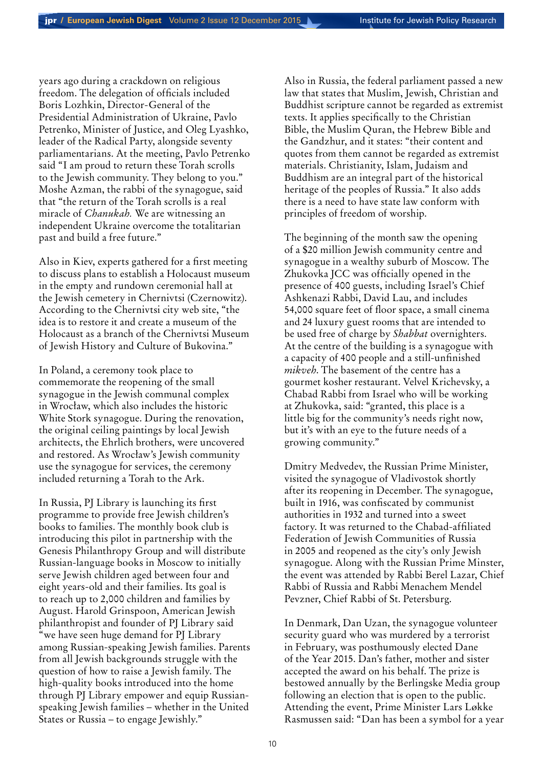years ago during a crackdown on religious freedom. The delegation of officials included Boris Lozhkin, Director-General of the Presidential Administration of Ukraine, Pavlo Petrenko, Minister of Justice, and Oleg Lyashko, leader of the Radical Party, alongside seventy parliamentarians. At the meeting, Pavlo Petrenko said "I am proud to return these Torah scrolls to the Jewish community. They belong to you." Moshe Azman, the rabbi of the synagogue, said that "the return of the Torah scrolls is a real miracle of *Chanukah.* We are witnessing an independent Ukraine overcome the totalitarian past and build a free future."

Also in Kiev, experts gathered for a first meeting to discuss plans to establish a Holocaust museum in the empty and rundown ceremonial hall at the Jewish cemetery in Chernivtsi (Czernowitz). According to the Chernivtsi city web site, "the idea is to restore it and create a museum of the Holocaust as a branch of the Chernivtsi Museum of Jewish History and Culture of Bukovina."

In Poland, a ceremony took place to commemorate the reopening of the small synagogue in the Jewish communal complex in Wrocław, which also includes the historic White Stork synagogue. During the renovation, the original ceiling paintings by local Jewish architects, the Ehrlich brothers, were uncovered and restored. As Wrocław's Jewish community use the synagogue for services, the ceremony included returning a Torah to the Ark.

In Russia, PJ Library is launching its first programme to provide free Jewish children's books to families. The monthly book club is introducing this pilot in partnership with the Genesis Philanthropy Group and will distribute Russian-language books in Moscow to initially serve Jewish children aged between four and eight years-old and their families. Its goal is to reach up to 2,000 children and families by August. Harold Grinspoon, American Jewish philanthropist and founder of PJ Library said "we have seen huge demand for PJ Library among Russian-speaking Jewish families. Parents from all Jewish backgrounds struggle with the question of how to raise a Jewish family. The high-quality books introduced into the home through PJ Library empower and equip Russian-speaking Jewish families – whether in the United States or Russia – to engage Jewishly."

Also in Russia, the federal parliament passed a new law that states that Muslim, Jewish, Christian and Buddhist scripture cannot be regarded as extremist texts. It applies specifically to the Christian Bible, the Muslim Quran, the Hebrew Bible and the Gandzhur, and it states: "their content and quotes from them cannot be regarded as extremist materials. Christianity, Islam, Judaism and Buddhism are an integral part of the historical heritage of the peoples of Russia." It also adds there is a need to have state law conform with principles of freedom of worship.

The beginning of the month saw the opening of a $20 million Jewish community centre and synagogue in a wealthy suburb of Moscow. The Zhukovka JCC was officially opened in the presence of 400 guests, including Israel's Chief Ashkenazi Rabbi, David Lau, and includes 54,000 square feet of floor space, a small cinema and 24 luxury guest rooms that are intended to be used free of charge by *Shabbat* overnighters. At the centre of the building is a synagogue with a capacity of 400 people and a still-unfinished *mikveh*. The basement of the centre has a gourmet kosher restaurant. Velvel Krichevsky, a Chabad Rabbi from Israel who will be working at Zhukovka, said: "granted, this place is a little big for the community's needs right now, but it's with an eye to the future needs of a growing community."

Dmitry Medvedev, the Russian Prime Minister, visited the synagogue of Vladivostok shortly after its reopening in December. The synagogue, built in 1916, was confiscated by communist authorities in 1932 and turned into a sweet factory. It was returned to the Chabad-affiliated Federation of Jewish Communities of Russia in 2005 and reopened as the city's only Jewish synagogue. Along with the Russian Prime Minster, the event was attended by Rabbi Berel Lazar, Chief Rabbi of Russia and Rabbi Menachem Mendel Pevzner, Chief Rabbi of St. Petersburg.

In Denmark, Dan Uzan, the synagogue volunteer security guard who was murdered by a terrorist in February, was posthumously elected Dane of the Year 2015. Dan's father, mother and sister accepted the award on his behalf. The prize is bestowed annually by the Berlingske Media group following an election that is open to the public. Attending the event, Prime Minister Lars Løkke Rasmussen said: "Dan has been a symbol for a year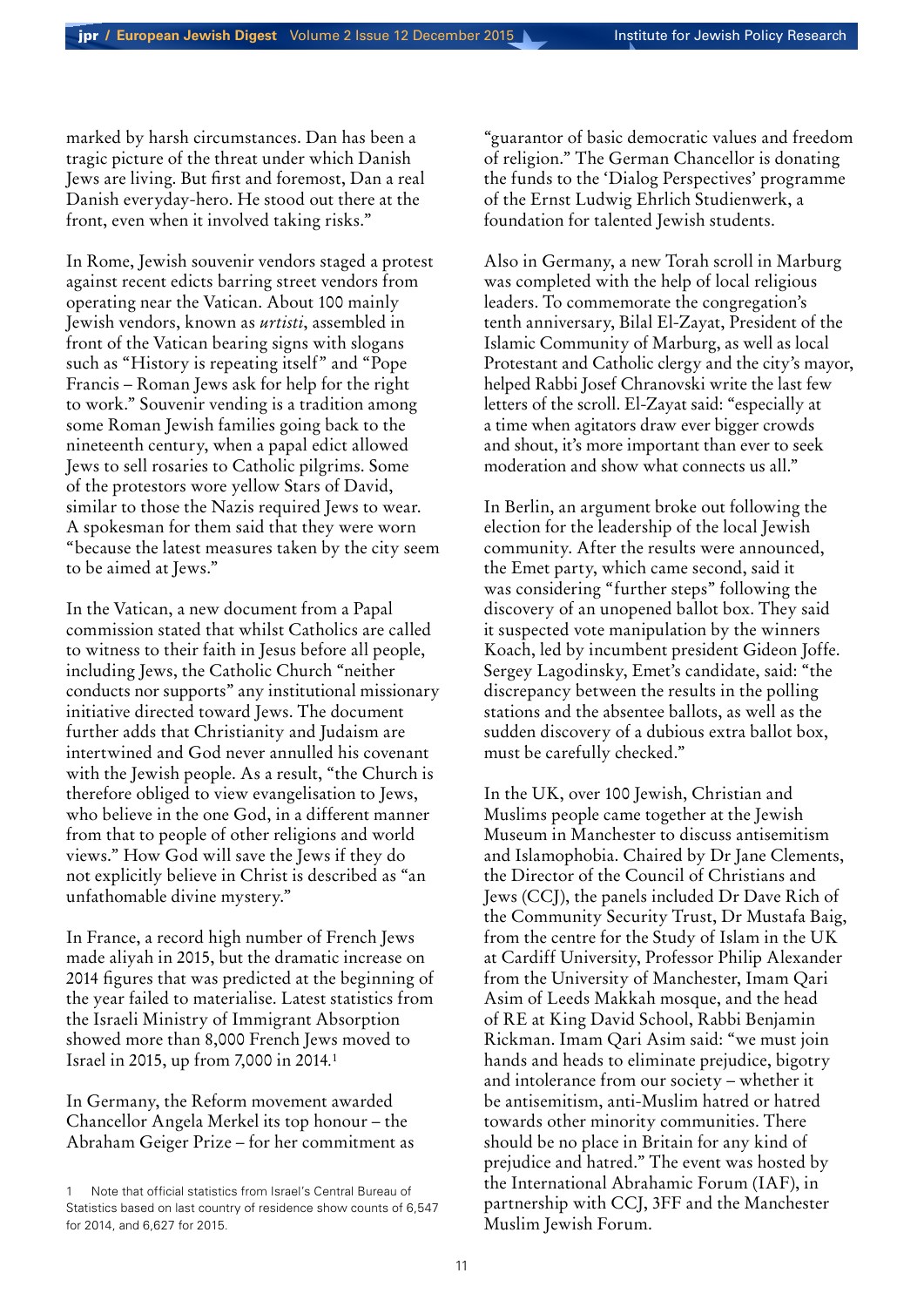marked by harsh circumstances. Dan has been a tragic picture of the threat under which Danish Jews are living. But first and foremost, Dan a real Danish everyday-hero. He stood out there at the front, even when it involved taking risks."

In Rome, Jewish souvenir vendors staged a protest against recent edicts barring street vendors from operating near the Vatican. About 100 mainly Jewish vendors, known as *urtisti*, assembled in front of the Vatican bearing signs with slogans such as "History is repeating itself" and "Pope Francis – Roman Jews ask for help for the right to work." Souvenir vending is a tradition among some Roman Jewish families going back to the nineteenth century, when a papal edict allowed Jews to sell rosaries to Catholic pilgrims. Some of the protestors wore yellow Stars of David, similar to those the Nazis required Jews to wear. A spokesman for them said that they were worn "because the latest measures taken by the city seem to be aimed at Jews."

In the Vatican, a new document from a Papal commission stated that whilst Catholics are called to witness to their faith in Jesus before all people, including Jews, the Catholic Church "neither conducts nor supports" any institutional missionary initiative directed toward Jews. The document further adds that Christianity and Judaism are intertwined and God never annulled his covenant with the Jewish people. As a result, "the Church is therefore obliged to view evangelisation to Jews, who believe in the one God, in a different manner from that to people of other religions and world views." How God will save the Jews if they do not explicitly believe in Christ is described as "an unfathomable divine mystery."

In France, a record high number of French Jews made aliyah in 2015, but the dramatic increase on 2014 figures that was predicted at the beginning of the year failed to materialise. Latest statistics from the Israeli Ministry of Immigrant Absorption showed more than 8,000 French Jews moved to Israel in 2015, up from 7,000 in 2014.[1]

In Germany, the Reform movement awarded Chancellor Angela Merkel its top honour – the Abraham Geiger Prize – for her commitment as "guarantor of basic democratic values and freedom of religion." The German Chancellor is donating the funds to the 'Dialog Perspectives' programme of the Ernst Ludwig Ehrlich Studienwerk, a foundation for talented Jewish students.

Also in Germany, a new Torah scroll in Marburg was completed with the help of local religious leaders. To commemorate the congregation's tenth anniversary, Bilal El-Zayat, President of the Islamic Community of Marburg, as well as local Protestant and Catholic clergy and the city's mayor, helped Rabbi Josef Chranovski write the last few letters of the scroll. El-Zayat said: "especially at a time when agitators draw ever bigger crowds and shout, it's more important than ever to seek moderation and show what connects us all."

In Berlin, an argument broke out following the election for the leadership of the local Jewish community. After the results were announced, the Emet party, which came second, said it was considering "further steps" following the discovery of an unopened ballot box. They said it suspected vote manipulation by the winners Koach, led by incumbent president Gideon Joffe. Sergey Lagodinsky, Emet's candidate, said: "the discrepancy between the results in the polling stations and the absentee ballots, as well as the sudden discovery of a dubious extra ballot box, must be carefully checked."

In the UK, over 100 Jewish, Christian and Muslims people came together at the Jewish Museum in Manchester to discuss antisemitism and Islamophobia. Chaired by Dr Jane Clements, the Director of the Council of Christians and Jews (CCJ), the panels included Dr Dave Rich of the Community Security Trust, Dr Mustafa Baig, from the centre for the Study of Islam in the UK at Cardiff University, Professor Philip Alexander from the University of Manchester, Imam Qari Asim of Leeds Makkah mosque, and the head of RE at King David School, Rabbi Benjamin Rickman. Imam Qari Asim said: "we must join hands and heads to eliminate prejudice, bigotry and intolerance from our society – whether it be antisemitism, anti-Muslim hatred or hatred towards other minority communities. There should be no place in Britain for any kind of prejudice and hatred." The event was hosted by the International Abrahamic Forum (IAF), in partnership with CCJ, 3FF and the Manchester Muslim Jewish Forum.

---

1 Note that official statistics from Israel's Central Bureau of Statistics based on last country of residence show counts of 6,547 for 2014, and 6,627 for 2015.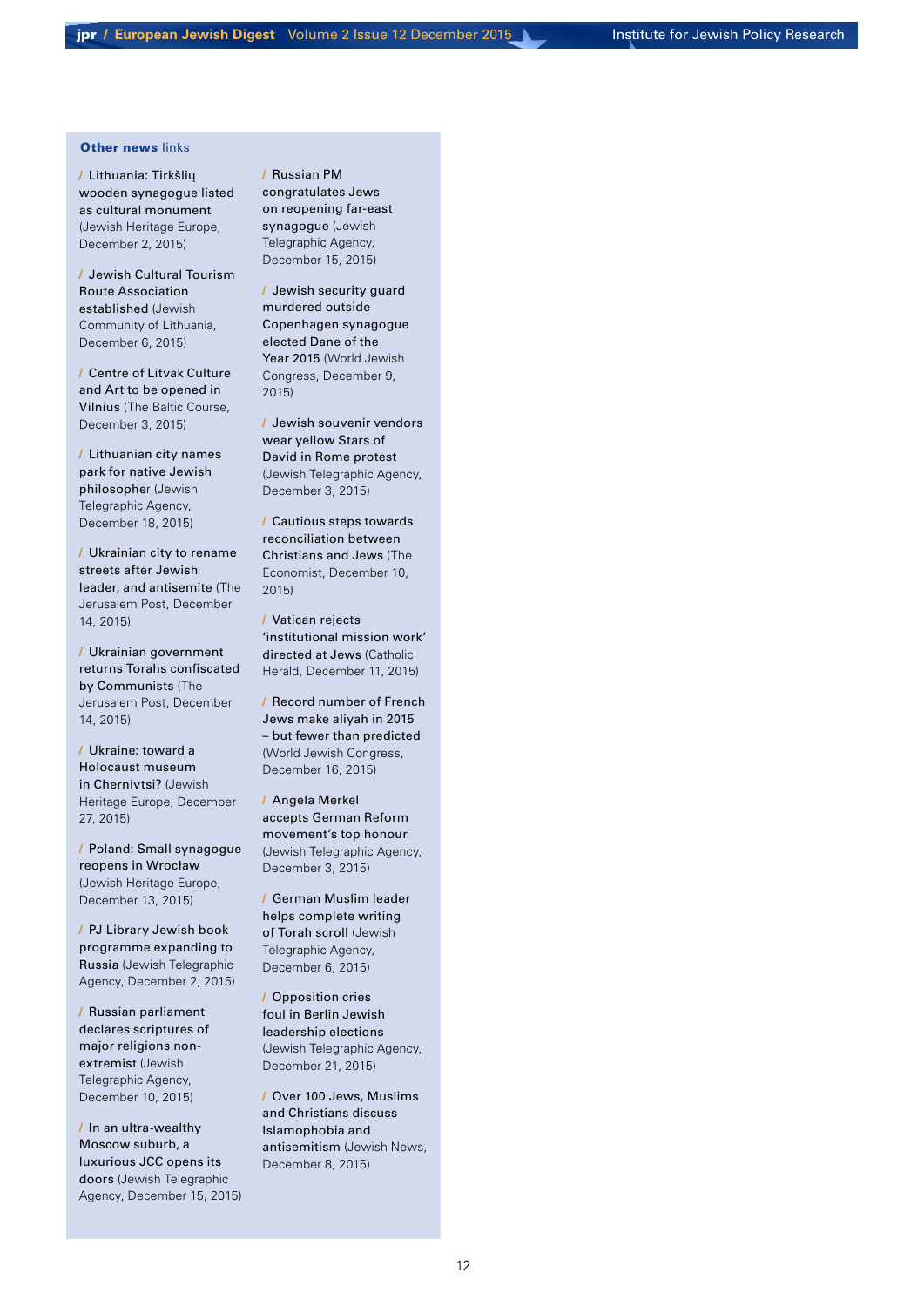### **Other news** links

- / **Lithuania: Tirkšlių wooden synagogue listed as cultural monument** (Jewish Heritage Europe, December 2, 2015)
- / **Jewish Cultural Tourism Route Association established** (Jewish Community of Lithuania, December 6, 2015)
- / **Centre of Litvak Culture and Art to be opened in Vilnius** (The Baltic Course, December 3, 2015)
- / **Lithuanian city names park for native Jewish philosopher** (Jewish Telegraphic Agency, December 18, 2015)
- / **Ukrainian city to rename streets after Jewish leader, and antisemite** (The Jerusalem Post, December 14, 2015)
- / **Ukrainian government returns Torahs confiscated by Communists** (The Jerusalem Post, December 14, 2015)
- / **Ukraine: toward a Holocaust museum in Chernivtsi?** (Jewish Heritage Europe, December 27, 2015)
- / **Poland: Small synagogue reopens in Wrocław** (Jewish Heritage Europe, December 13, 2015)
- / **PJ Library Jewish book programme expanding to Russia** (Jewish Telegraphic Agency, December 2, 2015)
- / **Russian parliament declares scriptures of major religions non-extremist** (Jewish Telegraphic Agency, December 10, 2015)
- / **In an ultra-wealthy Moscow suburb, a luxurious JCC opens its doors** (Jewish Telegraphic Agency, December 15, 2015)
- / **Russian PM congratulates Jews on reopening far-east synagogue** (Jewish Telegraphic Agency, December 15, 2015)
- / **Jewish security guard murdered outside Copenhagen synagogue elected Dane of the Year 2015** (World Jewish Congress, December 9, 2015)
- / **Jewish souvenir vendors wear yellow Stars of David in Rome protest** (Jewish Telegraphic Agency, December 3, 2015)
- / **Cautious steps towards reconciliation between Christians and Jews** (The Economist, December 10, 2015)
- / **Vatican rejects 'institutional mission work' directed at Jews** (Catholic Herald, December 11, 2015)
- / **Record number of French Jews make aliyah in 2015 – but fewer than predicted** (World Jewish Congress, December 16, 2015)
- / **Angela Merkel accepts German Reform movement's top honour** (Jewish Telegraphic Agency, December 3, 2015)
- / **German Muslim leader helps complete writing of Torah scroll** (Jewish Telegraphic Agency, December 6, 2015)
- / **Opposition cries foul in Berlin Jewish leadership elections** (Jewish Telegraphic Agency, December 21, 2015)
- / **Over 100 Jews, Muslims and Christians discuss Islamophobia and antisemitism** (Jewish News, December 8, 2015)